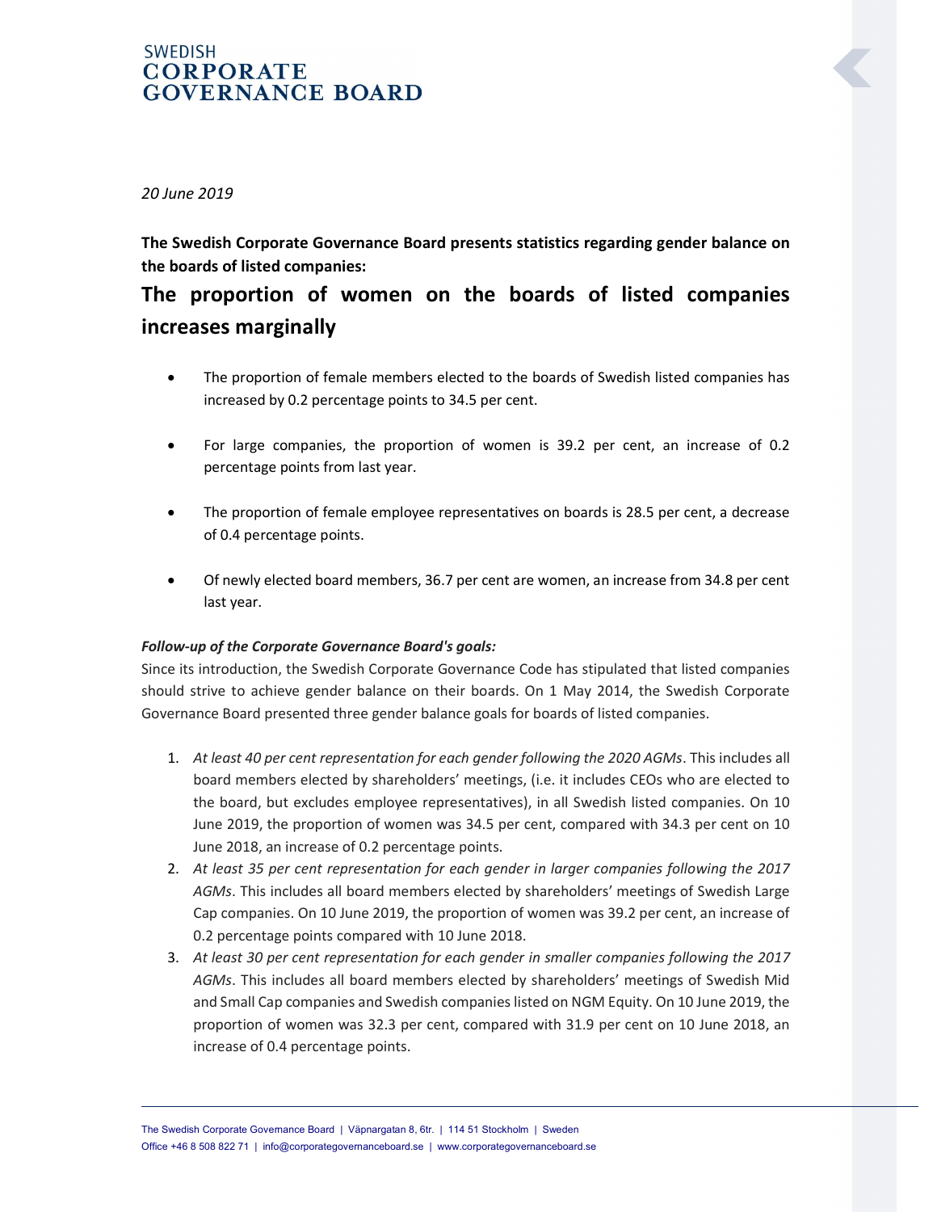SWEDISH
**CORPORATE GOVERNANCE BOARD**

*20 June 2019*

**The Swedish Corporate Governance Board presents statistics regarding gender balance on the boards of listed companies:**

# The proportion of women on the boards of listed companies increases marginally

- The proportion of female members elected to the boards of Swedish listed companies has increased by 0.2 percentage points to 34.5 per cent.
- For large companies, the proportion of women is 39.2 per cent, an increase of 0.2 percentage points from last year.
- The proportion of female employee representatives on boards is 28.5 per cent, a decrease of 0.4 percentage points.
- Of newly elected board members, 36.7 per cent are women, an increase from 34.8 per cent last year.

***Follow-up of the Corporate Governance Board's goals:***

Since its introduction, the Swedish Corporate Governance Code has stipulated that listed companies should strive to achieve gender balance on their boards. On 1 May 2014, the Swedish Corporate Governance Board presented three gender balance goals for boards of listed companies.

1. *At least 40 per cent representation for each gender following the 2020 AGMs*. This includes all board members elected by shareholders' meetings, (i.e. it includes CEOs who are elected to the board, but excludes employee representatives), in all Swedish listed companies. On 10 June 2019, the proportion of women was 34.5 per cent, compared with 34.3 per cent on 10 June 2018, an increase of 0.2 percentage points.
2. *At least 35 per cent representation for each gender in larger companies following the 2017 AGMs*. This includes all board members elected by shareholders' meetings of Swedish Large Cap companies. On 10 June 2019, the proportion of women was 39.2 per cent, an increase of 0.2 percentage points compared with 10 June 2018.
3. *At least 30 per cent representation for each gender in smaller companies following the 2017 AGMs*. This includes all board members elected by shareholders' meetings of Swedish Mid and Small Cap companies and Swedish companies listed on NGM Equity. On 10 June 2019, the proportion of women was 32.3 per cent, compared with 31.9 per cent on 10 June 2018, an increase of 0.4 percentage points.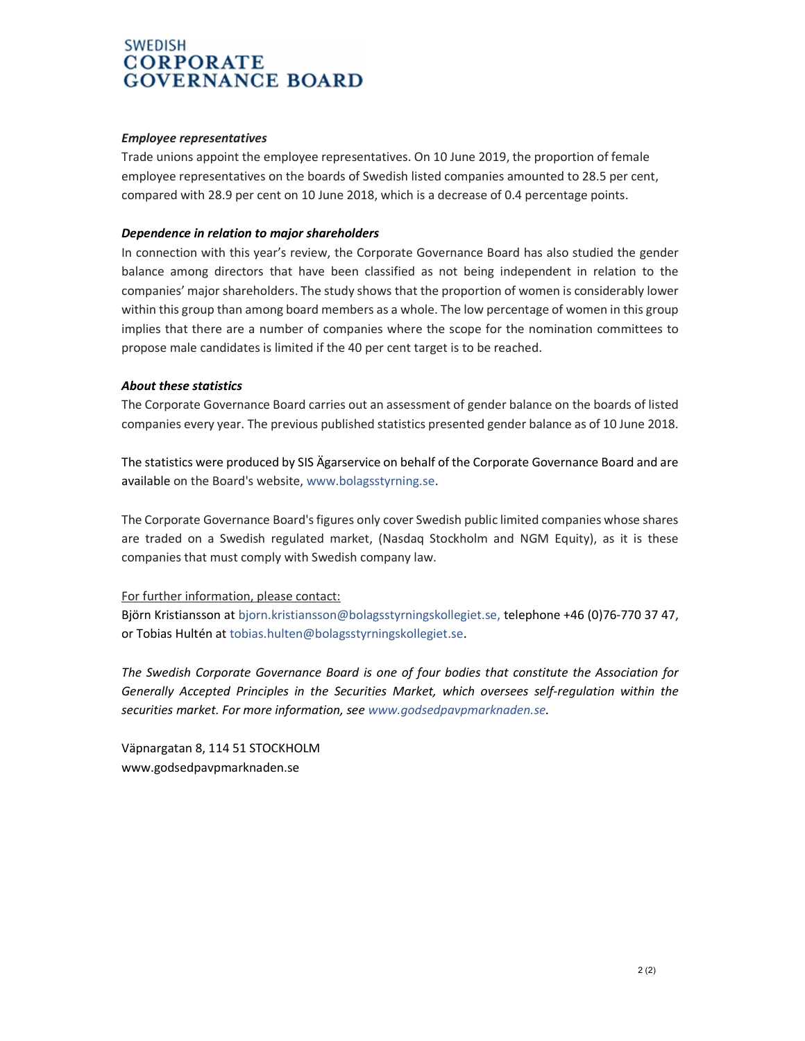SWEDISH
CORPORATE
GOVERNANCE BOARD

***Employee representatives***

Trade unions appoint the employee representatives. On 10 June 2019, the proportion of female employee representatives on the boards of Swedish listed companies amounted to 28.5 per cent, compared with 28.9 per cent on 10 June 2018, which is a decrease of 0.4 percentage points.

***Dependence in relation to major shareholders***

In connection with this year's review, the Corporate Governance Board has also studied the gender balance among directors that have been classified as not being independent in relation to the companies' major shareholders. The study shows that the proportion of women is considerably lower within this group than among board members as a whole. The low percentage of women in this group implies that there are a number of companies where the scope for the nomination committees to propose male candidates is limited if the 40 per cent target is to be reached.

***About these statistics***

The Corporate Governance Board carries out an assessment of gender balance on the boards of listed companies every year. The previous published statistics presented gender balance as of 10 June 2018.

The statistics were produced by SIS Ägarservice on behalf of the Corporate Governance Board and are available on the Board's website, www.bolagsstyrning.se.

The Corporate Governance Board's figures only cover Swedish public limited companies whose shares are traded on a Swedish regulated market, (Nasdaq Stockholm and NGM Equity), as it is these companies that must comply with Swedish company law.

For further information, please contact:
Björn Kristiansson at bjorn.kristiansson@bolagsstyrningskollegiet.se, telephone +46 (0)76-770 37 47, or Tobias Hultén at tobias.hulten@bolagsstyrningskollegiet.se.

*The Swedish Corporate Governance Board is one of four bodies that constitute the Association for Generally Accepted Principles in the Securities Market, which oversees self-regulation within the securities market. For more information, see www.godsedpavpmarknaden.se.*

Väpnargatan 8, 114 51 STOCKHOLM
www.godsedpavpmarknaden.se